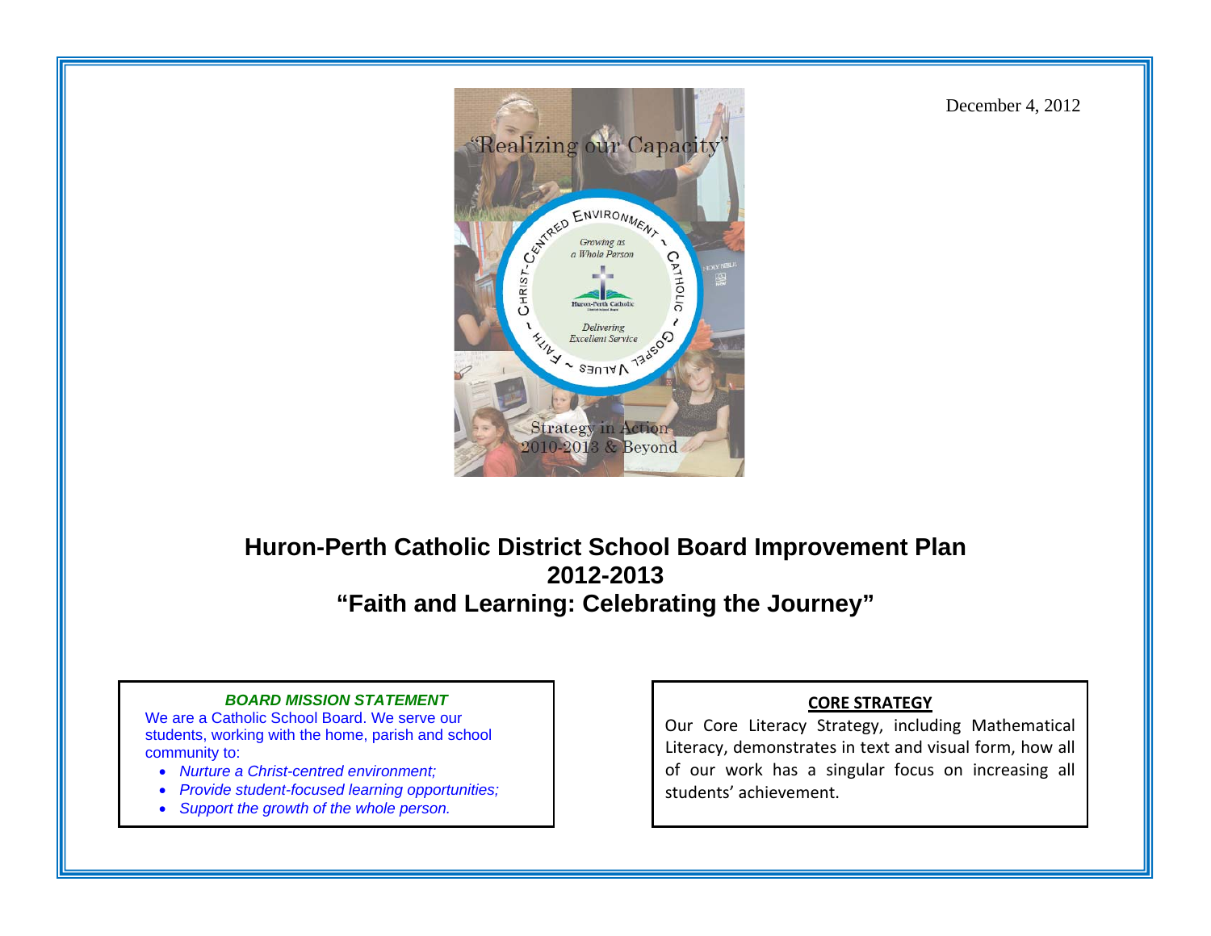December 4, 2012

# Huron-Perth Catholic District School Board Improvement Plan
# 2012-2013
# "Faith and Learning: Celebrating the Journey"

***BOARD MISSION STATEMENT***

We are a Catholic School Board. We serve our students, working with the home, parish and school community to:

- *Nurture a Christ-centred environment;*
- *Provide student-focused learning opportunities;*
- *Support the growth of the whole person.*

**CORE STRATEGY**

Our Core Literacy Strategy, including Mathematical Literacy, demonstrates in text and visual form, how all of our work has a singular focus on increasing all students' achievement.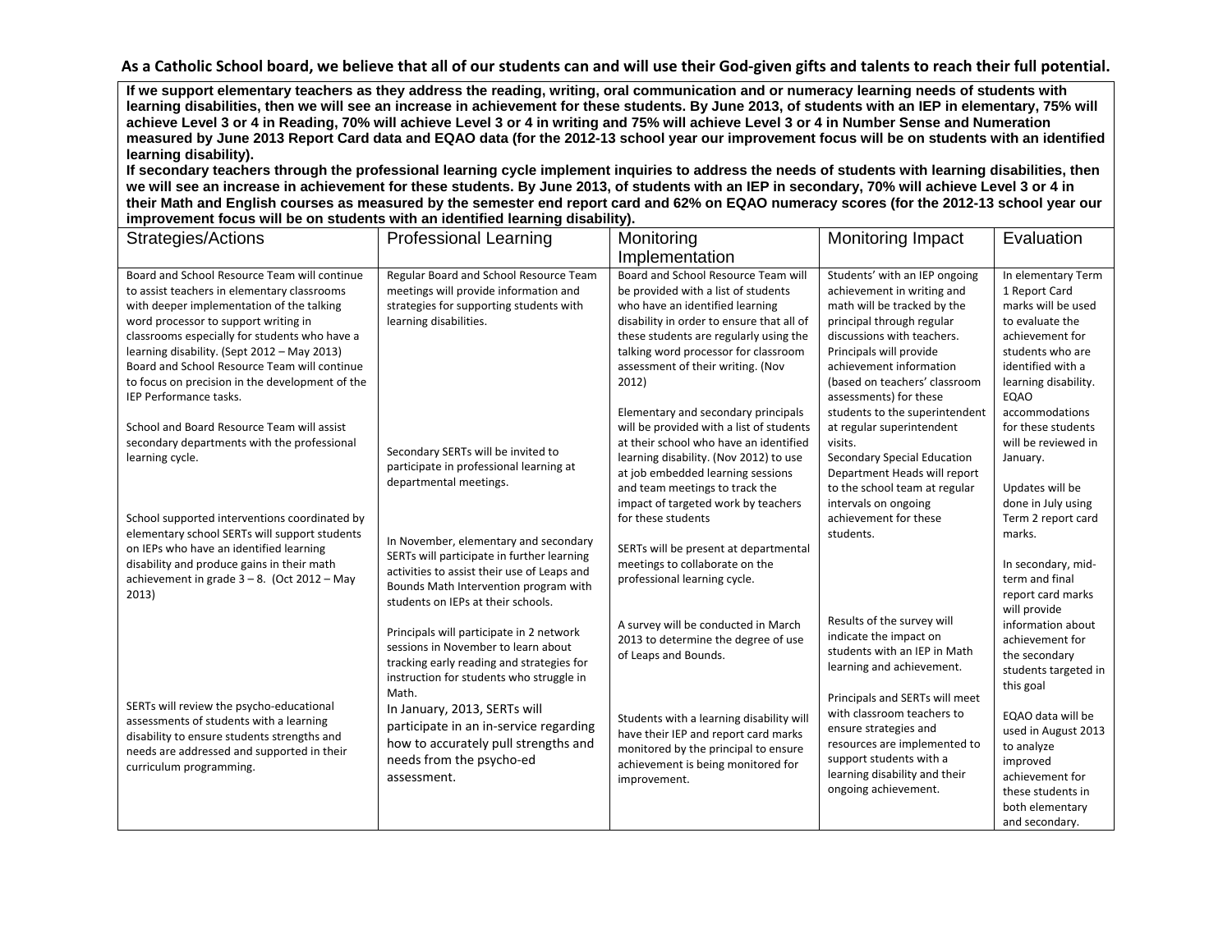**As a Catholic School board, we believe that all of our students can and will use their God-given gifts and talents to reach their full potential.**

**If we support elementary teachers as they address the reading, writing, oral communication and or numeracy learning needs of students with learning disabilities, then we will see an increase in achievement for these students. By June 2013, of students with an IEP in elementary, 75% will achieve Level 3 or 4 in Reading, 70% will achieve Level 3 or 4 in writing and 75% will achieve Level 3 or 4 in Number Sense and Numeration measured by June 2013 Report Card data and EQAO data (for the 2012-13 school year our improvement focus will be on students with an identified learning disability).**

**If secondary teachers through the professional learning cycle implement inquiries to address the needs of students with learning disabilities, then we will see an increase in achievement for these students. By June 2013, of students with an IEP in secondary, 70% will achieve Level 3 or 4 in their Math and English courses as measured by the semester end report card and 62% on EQAO numeracy scores (for the 2012-13 school year our improvement focus will be on students with an identified learning disability).**

| Strategies/Actions | Professional Learning | Monitoring Implementation | Monitoring Impact | Evaluation |
|---|---|---|---|---|
| Board and School Resource Team will continue to assist teachers in elementary classrooms with deeper implementation of the talking word processor to support writing in classrooms especially for students who have a learning disability. (Sept 2012 – May 2013)<br>Board and School Resource Team will continue to focus on precision in the development of the IEP Performance tasks. | Regular Board and School Resource Team meetings will provide information and strategies for supporting students with learning disabilities. | Board and School Resource Team will be provided with a list of students who have an identified learning disability in order to ensure that all of these students are regularly using the talking word processor for classroom assessment of their writing. (Nov 2012) | Students' with an IEP ongoing achievement in writing and math will be tracked by the principal through regular discussions with teachers. Principals will provide achievement information (based on teachers' classroom assessments) for these students to the superintendent at regular superintendent visits.<br>Secondary Special Education Department Heads will report to the school team at regular intervals on ongoing achievement for these students. | In elementary Term 1 Report Card marks will be used to evaluate the achievement for students who are identified with a learning disability. EQAO accommodations for these students will be reviewed in January.<br><br>Updates will be done in July using Term 2 report card marks. |
| School and Board Resource Team will assist secondary departments with the professional learning cycle. | Secondary SERTs will be invited to participate in professional learning at departmental meetings. | Elementary and secondary principals will be provided with a list of students at their school who have an identified learning disability. (Nov 2012) to use at job embedded learning sessions and team meetings to track the impact of targeted work by teachers for these students<br><br>SERTs will be present at departmental meetings to collaborate on the professional learning cycle. | | In secondary, mid-term and final report card marks will provide information about achievement for the secondary students targeted in this goal |
| School supported interventions coordinated by elementary school SERTs will support students on IEPs who have an identified learning disability and produce gains in their math achievement in grade 3 – 8. (Oct 2012 – May 2013) | In November, elementary and secondary SERTs will participate in further learning activities to assist their use of Leaps and Bounds Math Intervention program with students on IEPs at their schools.<br><br>Principals will participate in 2 network sessions in November to learn about tracking early reading and strategies for instruction for students who struggle in Math. | A survey will be conducted in March 2013 to determine the degree of use of Leaps and Bounds. | Results of the survey will indicate the impact on students with an IEP in Math learning and achievement. | |
| SERTs will review the psycho-educational assessments of students with a learning disability to ensure students strengths and needs are addressed and supported in their curriculum programming. | In January, 2013, SERTs will participate in an in-service regarding how to accurately pull strengths and needs from the psycho-ed assessment. | Students with a learning disability will have their IEP and report card marks monitored by the principal to ensure achievement is being monitored for improvement. | Principals and SERTs will meet with classroom teachers to ensure strategies and resources are implemented to support students with a learning disability and their ongoing achievement. | EQAO data will be used in August 2013 to analyze improved achievement for these students in both elementary and secondary. |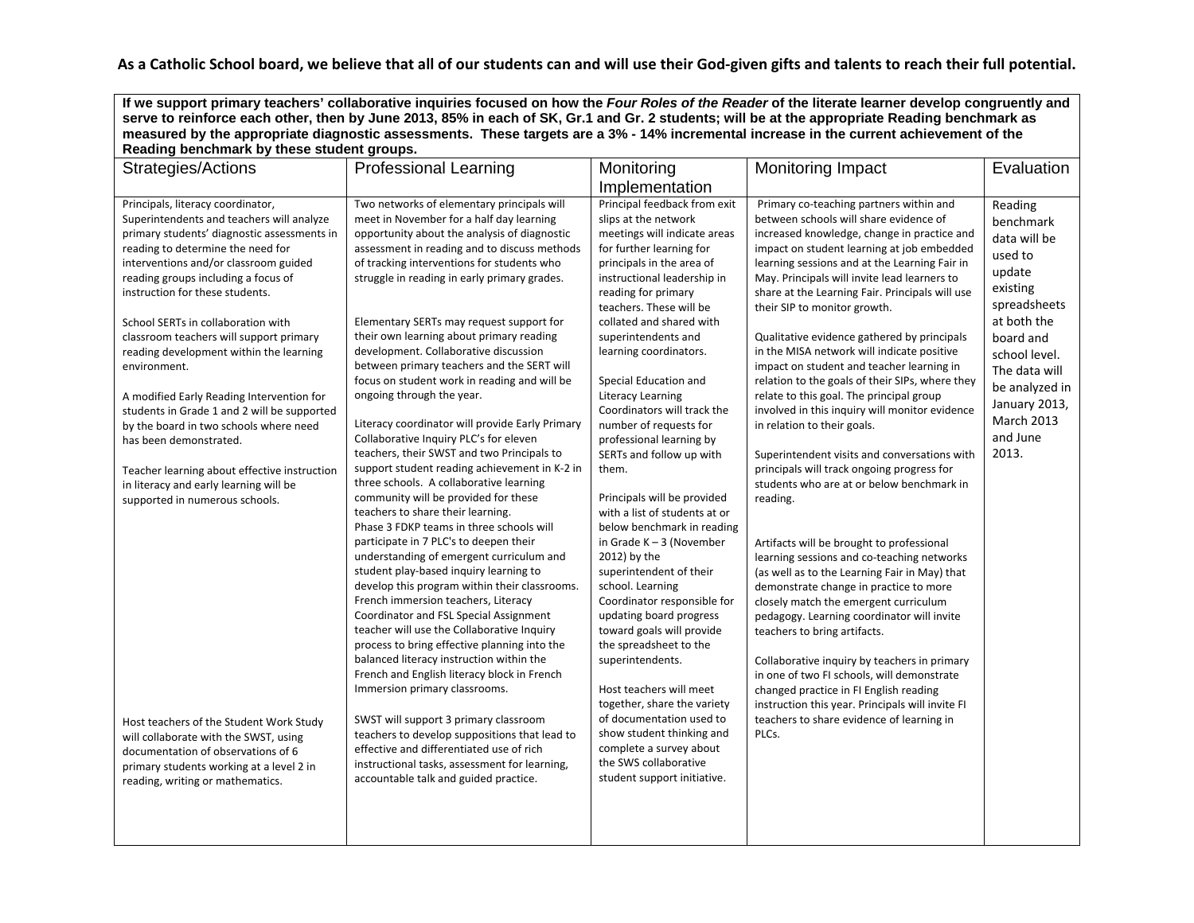**As a Catholic School board, we believe that all of our students can and will use their God-given gifts and talents to reach their full potential.**

**If we support primary teachers' collaborative inquiries focused on how the *Four Roles of the Reader* of the literate learner develop congruently and serve to reinforce each other, then by June 2013, 85% in each of SK, Gr.1 and Gr. 2 students; will be at the appropriate Reading benchmark as measured by the appropriate diagnostic assessments. These targets are a 3% - 14% incremental increase in the current achievement of the Reading benchmark by these student groups.**

| Strategies/Actions | Professional Learning | Monitoring Implementation | Monitoring Impact | Evaluation |
|---|---|---|---|---|
| Principals, literacy coordinator, Superintendents and teachers will analyze primary students' diagnostic assessments in reading to determine the need for interventions and/or classroom guided reading groups including a focus of instruction for these students.<br><br>School SERTs in collaboration with classroom teachers will support primary reading development within the learning environment.<br><br>A modified Early Reading Intervention for students in Grade 1 and 2 will be supported by the board in two schools where need has been demonstrated.<br><br>Teacher learning about effective instruction in literacy and early learning will be supported in numerous schools.<br><br>Host teachers of the Student Work Study will collaborate with the SWST, using documentation of observations of 6 primary students working at a level 2 in reading, writing or mathematics. | Two networks of elementary principals will meet in November for a half day learning opportunity about the analysis of diagnostic assessment in reading and to discuss methods of tracking interventions for students who struggle in reading in early primary grades.<br><br>Elementary SERTs may request support for their own learning about primary reading development. Collaborative discussion between primary teachers and the SERT will focus on student work in reading and will be ongoing through the year.<br><br>Literacy coordinator will provide Early Primary Collaborative Inquiry PLC's for eleven teachers, their SWST and two Principals to support student reading achievement in K-2 in three schools. A collaborative learning community will be provided for these teachers to share their learning.<br>Phase 3 FDKP teams in three schools will participate in 7 PLC's to deepen their understanding of emergent curriculum and student play-based inquiry learning to develop this program within their classrooms. French immersion teachers, Literacy Coordinator and FSL Special Assignment teacher will use the Collaborative Inquiry process to bring effective planning into the balanced literacy instruction within the French and English literacy block in French Immersion primary classrooms.<br><br>SWST will support 3 primary classroom teachers to develop suppositions that lead to effective and differentiated use of rich instructional tasks, assessment for learning, accountable talk and guided practice. | Principal feedback from exit slips at the network meetings will indicate areas for further learning for principals in the area of instructional leadership in reading for primary teachers. These will be collated and shared with superintendents and learning coordinators.<br><br>Special Education and Literacy Learning Coordinators will track the number of requests for professional learning by SERTs and follow up with them.<br><br>Principals will be provided with a list of students at or below benchmark in reading in Grade K – 3 (November 2012) by the superintendent of their school. Learning Coordinator responsible for updating board progress toward goals will provide the spreadsheet to the superintendents.<br><br>Host teachers will meet together, share the variety of documentation used to show student thinking and complete a survey about the SWS collaborative student support initiative. | Primary co-teaching partners within and between schools will share evidence of increased knowledge, change in practice and impact on student learning at job embedded learning sessions and at the Learning Fair in May. Principals will invite lead learners to share at the Learning Fair. Principals will use their SIP to monitor growth.<br><br>Qualitative evidence gathered by principals in the MISA network will indicate positive impact on student and teacher learning in relation to the goals of their SIPs, where they relate to this goal. The principal group involved in this inquiry will monitor evidence in relation to their goals.<br><br>Superintendent visits and conversations with principals will track ongoing progress for students who are at or below benchmark in reading.<br><br>Artifacts will be brought to professional learning sessions and co-teaching networks (as well as to the Learning Fair in May) that demonstrate change in practice to more closely match the emergent curriculum pedagogy. Learning coordinator will invite teachers to bring artifacts.<br><br>Collaborative inquiry by teachers in primary in one of two FI schools, will demonstrate changed practice in FI English reading instruction this year. Principals will invite FI teachers to share evidence of learning in PLCs. | Reading benchmark data will be used to update existing spreadsheets at both the board and school level. The data will be analyzed in January 2013, March 2013 and June 2013. |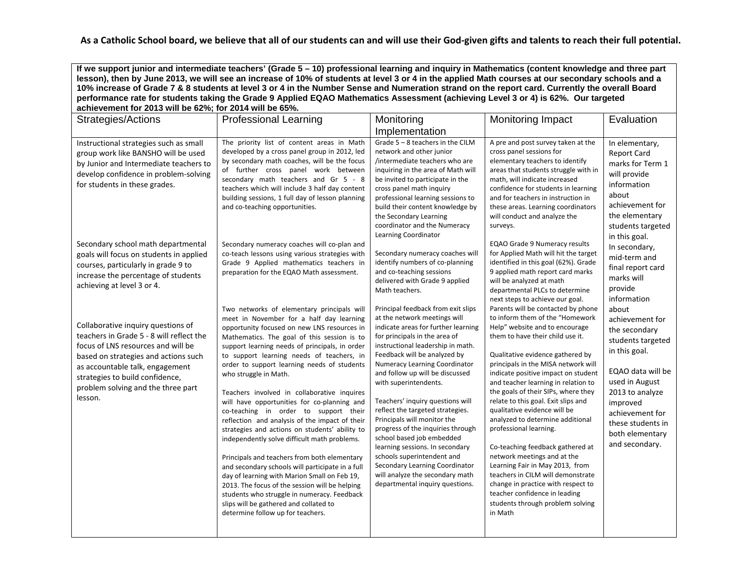**As a Catholic School board, we believe that all of our students can and will use their God-given gifts and talents to reach their full potential.**

**If we support junior and intermediate teachers' (Grade 5 – 10) professional learning and inquiry in Mathematics (content knowledge and three part lesson), then by June 2013, we will see an increase of 10% of students at level 3 or 4 in the applied Math courses at our secondary schools and a 10% increase of Grade 7 & 8 students at level 3 or 4 in the Number Sense and Numeration strand on the report card. Currently the overall Board performance rate for students taking the Grade 9 Applied EQAO Mathematics Assessment (achieving Level 3 or 4) is 62%. Our targeted achievement for 2013 will be 62%; for 2014 will be 65%.**

| Strategies/Actions | Professional Learning | Monitoring Implementation | Monitoring Impact | Evaluation |
|---|---|---|---|---|
| Instructional strategies such as small group work like BANSHO will be used by Junior and Intermediate teachers to develop confidence in problem-solving for students in these grades. | The priority list of content areas in Math developed by a cross panel group in 2012, led by secondary math coaches, will be the focus of further cross panel work between secondary math teachers and Gr 5 - 8 teachers which will include 3 half day content building sessions, 1 full day of lesson planning and co-teaching opportunities. | Grade 5 – 8 teachers in the CILM network and other junior /intermediate teachers who are inquiring in the area of Math will be invited to participate in the cross panel math inquiry professional learning sessions to build their content knowledge by the Secondary Learning coordinator and the Numeracy Learning Coordinator | A pre and post survey taken at the cross panel sessions for elementary teachers to identify areas that students struggle with in math, will indicate increased confidence for students in learning and for teachers in instruction in these areas. Learning coordinators will conduct and analyze the surveys. | In elementary, Report Card marks for Term 1 will provide information about achievement for the elementary students targeted in this goal.<br>In secondary, mid-term and final report card marks will provide information about achievement for the secondary students targeted in this goal.<br><br>EQAO data will be used in August 2013 to analyze improved achievement for these students in both elementary and secondary. |
| Secondary school math departmental goals will focus on students in applied courses, particularly in grade 9 to increase the percentage of students achieving at level 3 or 4. | Secondary numeracy coaches will co-plan and co-teach lessons using various strategies with Grade 9 Applied mathematics teachers in preparation for the EQAO Math assessment. | Secondary numeracy coaches will identify numbers of co-planning and co-teaching sessions delivered with Grade 9 applied Math teachers. | EQAO Grade 9 Numeracy results for Applied Math will hit the target identified in this goal (62%). Grade 9 applied math report card marks will be analyzed at math departmental PLCs to determine next steps to achieve our goal. Parents will be contacted by phone to inform them of the "Homework Help" website and to encourage them to have their child use it. | |
| Collaborative inquiry questions of teachers in Grade 5 - 8 will reflect the focus of LNS resources and will be based on strategies and actions such as accountable talk, engagement strategies to build confidence, problem solving and the three part lesson. | Two networks of elementary principals will meet in November for a half day learning opportunity focused on new LNS resources in Mathematics. The goal of this session is to support learning needs of principals, in order to support learning needs of teachers, in order to support learning needs of students who struggle in Math.<br><br>Teachers involved in collaborative inquires will have opportunities for co-planning and co-teaching in order to support their reflection and analysis of the impact of their strategies and actions on students' ability to independently solve difficult math problems.<br><br>Principals and teachers from both elementary and secondary schools will participate in a full day of learning with Marion Small on Feb 19, 2013. The focus of the session will be helping students who struggle in numeracy. Feedback slips will be gathered and collated to determine follow up for teachers. | Principal feedback from exit slips at the network meetings will indicate areas for further learning for principals in the area of instructional leadership in math. Feedback will be analyzed by Numeracy Learning Coordinator and follow up will be discussed with superintendents.<br><br>Teachers' inquiry questions will reflect the targeted strategies. Principals will monitor the progress of the inquiries through school based job embedded learning sessions. In secondary schools superintendent and Secondary Learning Coordinator will analyze the secondary math departmental inquiry questions. | Qualitative evidence gathered by principals in the MISA network will indicate positive impact on student and teacher learning in relation to the goals of their SIPs, where they relate to this goal. Exit slips and qualitative evidence will be analyzed to determine additional professional learning.<br><br>Co-teaching feedback gathered at network meetings and at the Learning Fair in May 2013, from teachers in CILM will demonstrate change in practice with respect to teacher confidence in leading students through problem solving in Math | |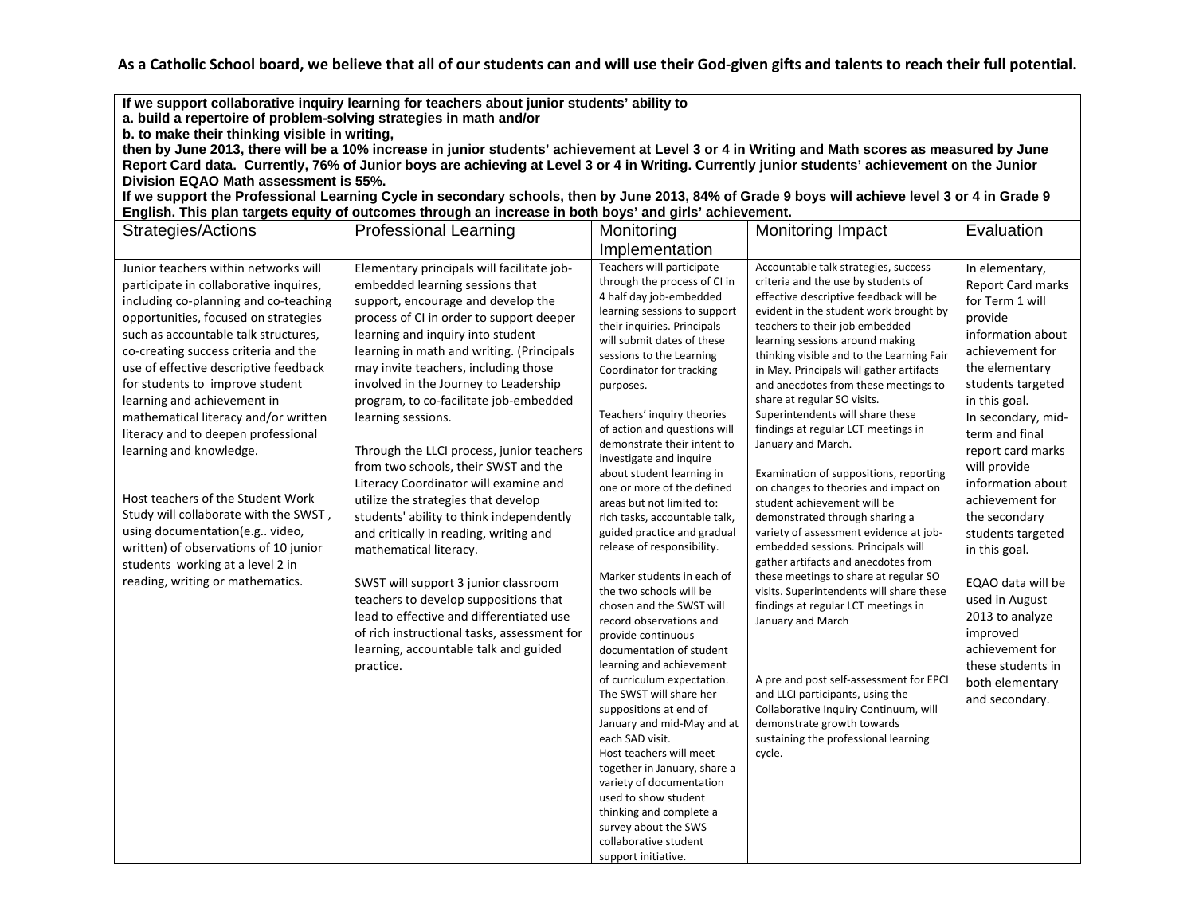**As a Catholic School board, we believe that all of our students can and will use their God-given gifts and talents to reach their full potential.**

**If we support collaborative inquiry learning for teachers about junior students' ability to**
**a. build a repertoire of problem-solving strategies in math and/or**
**b. to make their thinking visible in writing,**
**then by June 2013, there will be a 10% increase in junior students' achievement at Level 3 or 4 in Writing and Math scores as measured by June Report Card data. Currently, 76% of Junior boys are achieving at Level 3 or 4 in Writing. Currently junior students' achievement on the Junior Division EQAO Math assessment is 55%.**
**If we support the Professional Learning Cycle in secondary schools, then by June 2013, 84% of Grade 9 boys will achieve level 3 or 4 in Grade 9 English. This plan targets equity of outcomes through an increase in both boys' and girls' achievement.**

| Strategies/Actions | Professional Learning | Monitoring Implementation | Monitoring Impact | Evaluation |
|---|---|---|---|---|
| Junior teachers within networks will participate in collaborative inquires, including co-planning and co-teaching opportunities, focused on strategies such as accountable talk structures, co-creating success criteria and the use of effective descriptive feedback for students to improve student learning and achievement in mathematical literacy and/or written literacy and to deepen professional learning and knowledge.<br><br>Host teachers of the Student Work Study will collaborate with the SWST , using documentation(e.g.. video, written) of observations of 10 junior students working at a level 2 in reading, writing or mathematics. | Elementary principals will facilitate job-embedded learning sessions that support, encourage and develop the process of CI in order to support deeper learning and inquiry into student learning in math and writing. (Principals may invite teachers, including those involved in the Journey to Leadership program, to co-facilitate job-embedded learning sessions.<br><br>Through the LLCI process, junior teachers from two schools, their SWST and the Literacy Coordinator will examine and utilize the strategies that develop students' ability to think independently and critically in reading, writing and mathematical literacy.<br><br>SWST will support 3 junior classroom teachers to develop suppositions that lead to effective and differentiated use of rich instructional tasks, assessment for learning, accountable talk and guided practice. | Teachers will participate through the process of CI in 4 half day job-embedded learning sessions to support their inquiries. Principals will submit dates of these sessions to the Learning Coordinator for tracking purposes.<br><br>Teachers' inquiry theories of action and questions will demonstrate their intent to investigate and inquire about student learning in one or more of the defined areas but not limited to: rich tasks, accountable talk, guided practice and gradual release of responsibility.<br><br>Marker students in each of the two schools will be chosen and the SWST will record observations and provide continuous documentation of student learning and achievement of curriculum expectation. The SWST will share her suppositions at end of January and mid-May and at each SAD visit.<br>Host teachers will meet together in January, share a variety of documentation used to show student thinking and complete a survey about the SWS collaborative student support initiative. | Accountable talk strategies, success criteria and the use by students of effective descriptive feedback will be evident in the student work brought by teachers to their job embedded learning sessions around making thinking visible and to the Learning Fair in May. Principals will gather artifacts and anecdotes from these meetings to share at regular SO visits. Superintendents will share these findings at regular LCT meetings in January and March.<br><br>Examination of suppositions, reporting on changes to theories and impact on student achievement will be demonstrated through sharing a variety of assessment evidence at job-embedded sessions. Principals will gather artifacts and anecdotes from these meetings to share at regular SO visits. Superintendents will share these findings at regular LCT meetings in January and March<br><br>A pre and post self-assessment for EPCI and LLCI participants, using the Collaborative Inquiry Continuum, will demonstrate growth towards sustaining the professional learning cycle. | In elementary, Report Card marks for Term 1 will provide information about achievement for the elementary students targeted in this goal.<br>In secondary, mid-term and final report card marks will provide information about achievement for the secondary students targeted in this goal.<br><br>EQAO data will be used in August 2013 to analyze improved achievement for these students in both elementary and secondary. |